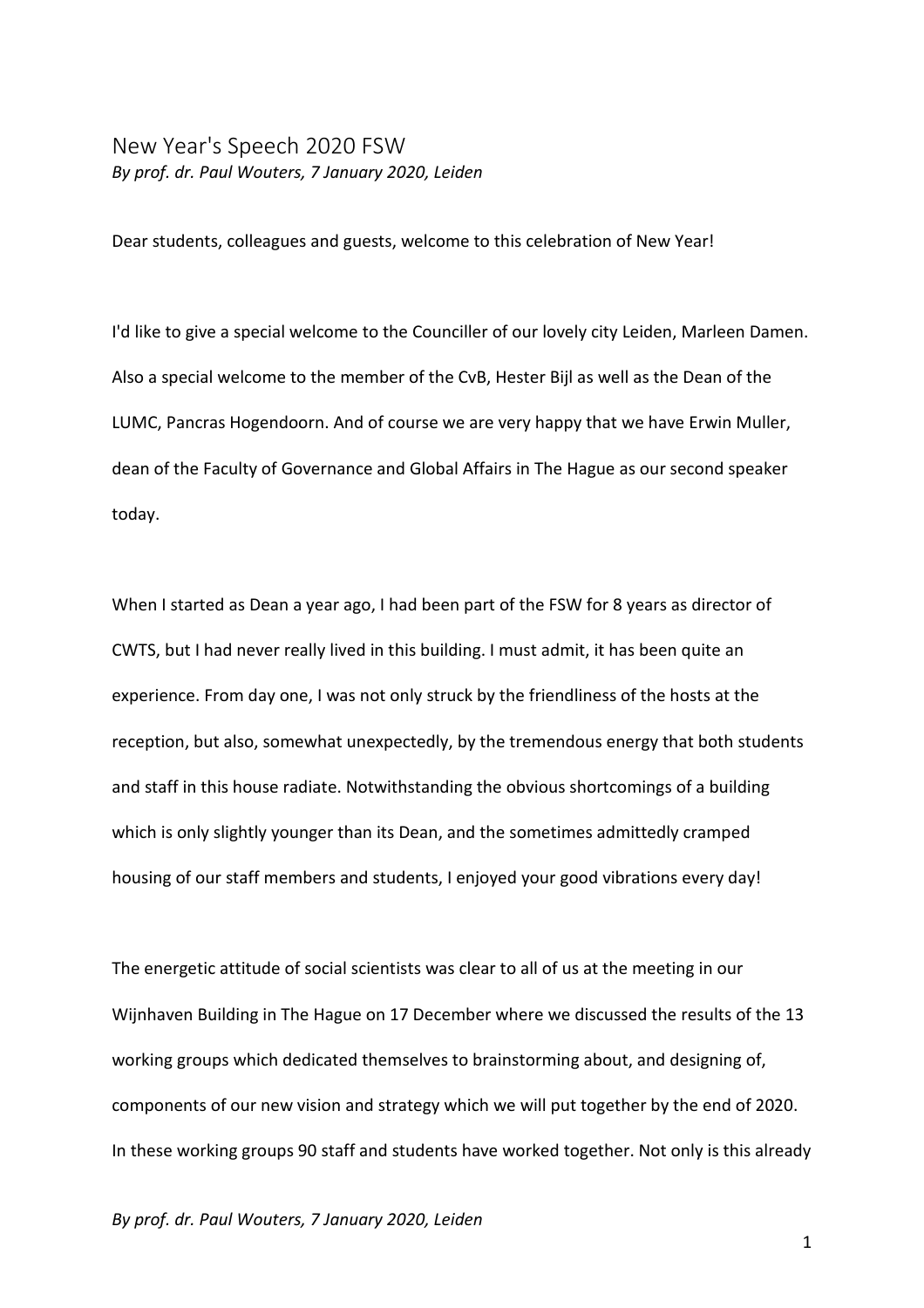# New Year's Speech 2020 FSW

*By prof. dr. Paul Wouters, 7 January 2020, Leiden*

Dear students, colleagues and guests, welcome to this celebration of New Year!

I'd like to give a special welcome to the Counciller of our lovely city Leiden, Marleen Damen. Also a special welcome to the member of the CvB, Hester Bijl as well as the Dean of the LUMC, Pancras Hogendoorn. And of course we are very happy that we have Erwin Muller, dean of the Faculty of Governance and Global Affairs in The Hague as our second speaker today.

When I started as Dean a year ago, I had been part of the FSW for 8 years as director of CWTS, but I had never really lived in this building. I must admit, it has been quite an experience. From day one, I was not only struck by the friendliness of the hosts at the reception, but also, somewhat unexpectedly, by the tremendous energy that both students and staff in this house radiate. Notwithstanding the obvious shortcomings of a building which is only slightly younger than its Dean, and the sometimes admittedly cramped housing of our staff members and students, I enjoyed your good vibrations every day!

The energetic attitude of social scientists was clear to all of us at the meeting in our Wijnhaven Building in The Hague on 17 December where we discussed the results of the 13 working groups which dedicated themselves to brainstorming about, and designing of, components of our new vision and strategy which we will put together by the end of 2020. In these working groups 90 staff and students have worked together. Not only is this already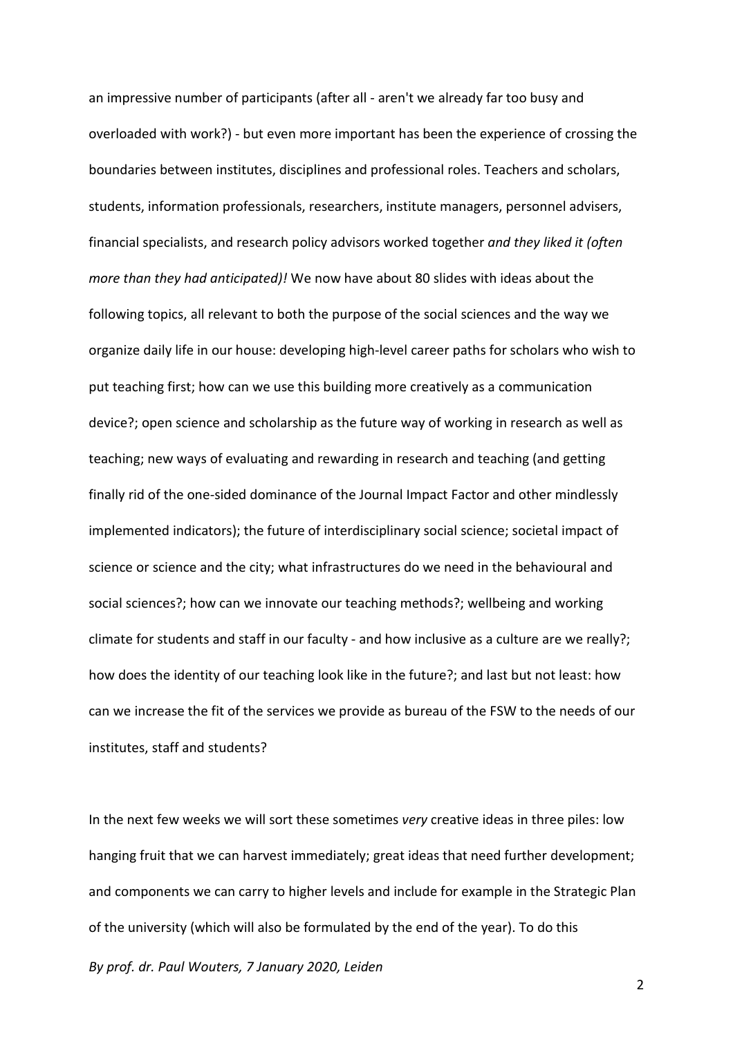an impressive number of participants (after all - aren't we already far too busy and overloaded with work?) - but even more important has been the experience of crossing the boundaries between institutes, disciplines and professional roles. Teachers and scholars, students, information professionals, researchers, institute managers, personnel advisers, financial specialists, and research policy advisors worked together *and they liked it (often more than they had anticipated)!* We now have about 80 slides with ideas about the following topics, all relevant to both the purpose of the social sciences and the way we organize daily life in our house: developing high-level career paths for scholars who wish to put teaching first; how can we use this building more creatively as a communication device?; open science and scholarship as the future way of working in research as well as teaching; new ways of evaluating and rewarding in research and teaching (and getting finally rid of the one-sided dominance of the Journal Impact Factor and other mindlessly implemented indicators); the future of interdisciplinary social science; societal impact of science or science and the city; what infrastructures do we need in the behavioural and social sciences?; how can we innovate our teaching methods?; wellbeing and working climate for students and staff in our faculty - and how inclusive as a culture are we really?; how does the identity of our teaching look like in the future?; and last but not least: how can we increase the fit of the services we provide as bureau of the FSW to the needs of our institutes, staff and students?

In the next few weeks we will sort these sometimes *very* creative ideas in three piles: low hanging fruit that we can harvest immediately; great ideas that need further development; and components we can carry to higher levels and include for example in the Strategic Plan of the university (which will also be formulated by the end of the year). To do this

*By prof. dr. Paul Wouters, 7 January 2020, Leiden*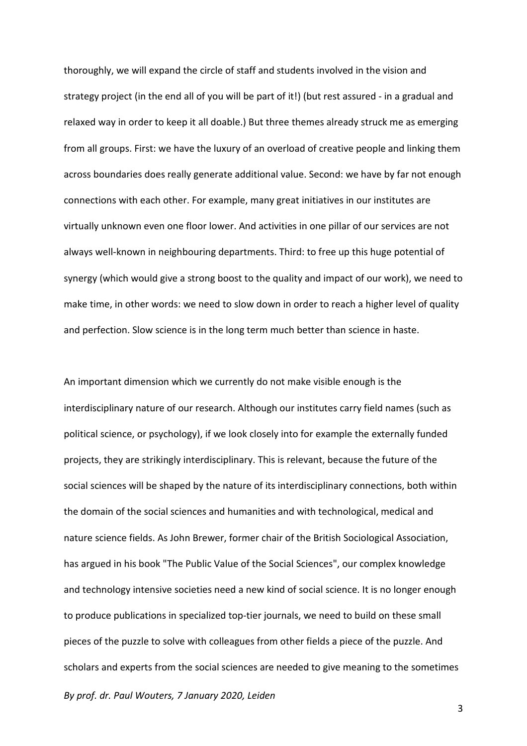thoroughly, we will expand the circle of staff and students involved in the vision and strategy project (in the end all of you will be part of it!) (but rest assured - in a gradual and relaxed way in order to keep it all doable.) But three themes already struck me as emerging from all groups. First: we have the luxury of an overload of creative people and linking them across boundaries does really generate additional value. Second: we have by far not enough connections with each other. For example, many great initiatives in our institutes are virtually unknown even one floor lower. And activities in one pillar of our services are not always well-known in neighbouring departments. Third: to free up this huge potential of synergy (which would give a strong boost to the quality and impact of our work), we need to make time, in other words: we need to slow down in order to reach a higher level of quality and perfection. Slow science is in the long term much better than science in haste.

An important dimension which we currently do not make visible enough is the interdisciplinary nature of our research. Although our institutes carry field names (such as political science, or psychology), if we look closely into for example the externally funded projects, they are strikingly interdisciplinary. This is relevant, because the future of the social sciences will be shaped by the nature of its interdisciplinary connections, both within the domain of the social sciences and humanities and with technological, medical and nature science fields. As John Brewer, former chair of the British Sociological Association, has argued in his book "The Public Value of the Social Sciences", our complex knowledge and technology intensive societies need a new kind of social science. It is no longer enough to produce publications in specialized top-tier journals, we need to build on these small pieces of the puzzle to solve with colleagues from other fields a piece of the puzzle. And scholars and experts from the social sciences are needed to give meaning to the sometimes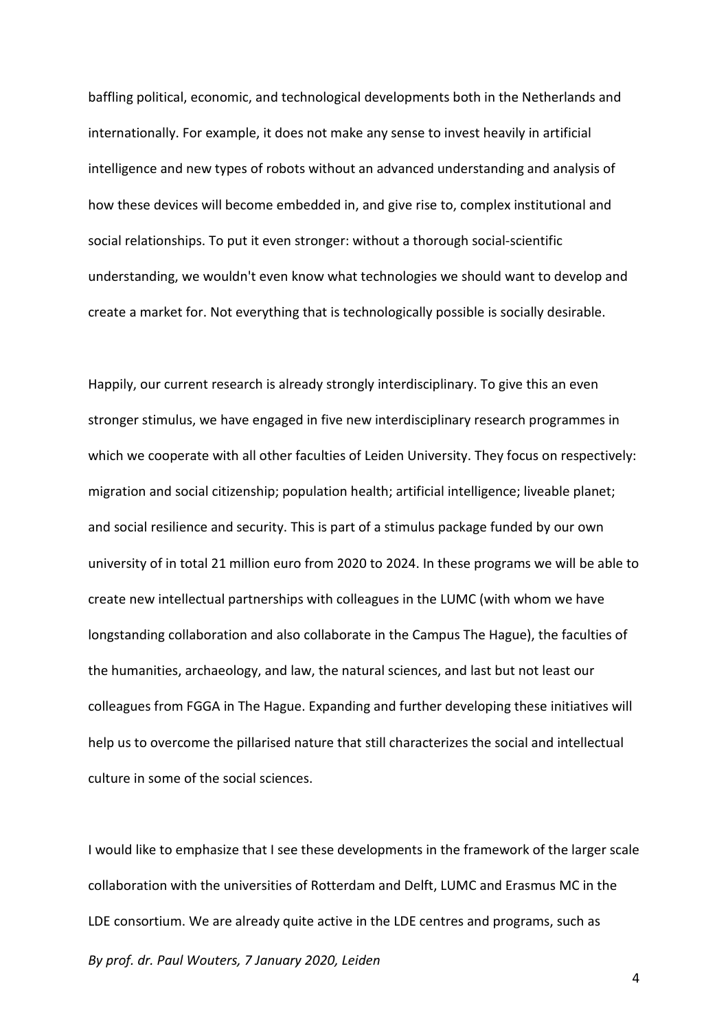baffling political, economic, and technological developments both in the Netherlands and internationally. For example, it does not make any sense to invest heavily in artificial intelligence and new types of robots without an advanced understanding and analysis of how these devices will become embedded in, and give rise to, complex institutional and social relationships. To put it even stronger: without a thorough social-scientific understanding, we wouldn't even know what technologies we should want to develop and create a market for. Not everything that is technologically possible is socially desirable.

Happily, our current research is already strongly interdisciplinary. To give this an even stronger stimulus, we have engaged in five new interdisciplinary research programmes in which we cooperate with all other faculties of Leiden University. They focus on respectively: migration and social citizenship; population health; artificial intelligence; liveable planet; and social resilience and security. This is part of a stimulus package funded by our own university of in total 21 million euro from 2020 to 2024. In these programs we will be able to create new intellectual partnerships with colleagues in the LUMC (with whom we have longstanding collaboration and also collaborate in the Campus The Hague), the faculties of the humanities, archaeology, and law, the natural sciences, and last but not least our colleagues from FGGA in The Hague. Expanding and further developing these initiatives will help us to overcome the pillarised nature that still characterizes the social and intellectual culture in some of the social sciences.

I would like to emphasize that I see these developments in the framework of the larger scale collaboration with the universities of Rotterdam and Delft, LUMC and Erasmus MC in the LDE consortium. We are already quite active in the LDE centres and programs, such as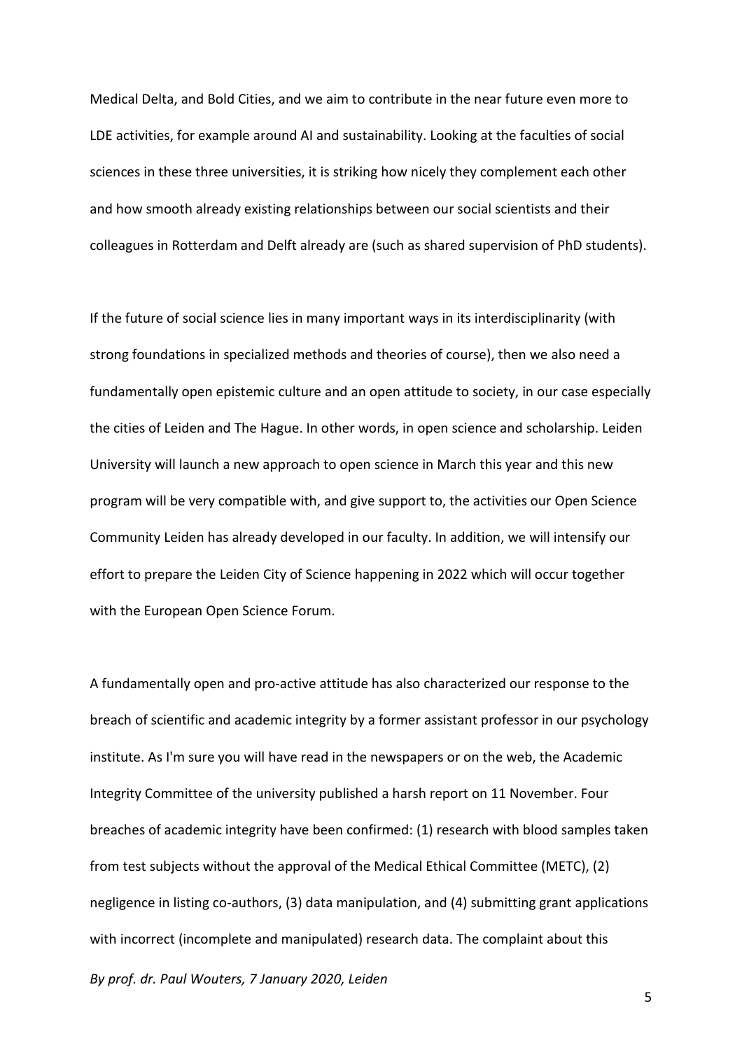Medical Delta, and Bold Cities, and we aim to contribute in the near future even more to LDE activities, for example around AI and sustainability. Looking at the faculties of social sciences in these three universities, it is striking how nicely they complement each other and how smooth already existing relationships between our social scientists and their colleagues in Rotterdam and Delft already are (such as shared supervision of PhD students).

If the future of social science lies in many important ways in its interdisciplinarity (with strong foundations in specialized methods and theories of course), then we also need a fundamentally open epistemic culture and an open attitude to society, in our case especially the cities of Leiden and The Hague. In other words, in open science and scholarship. Leiden University will launch a new approach to open science in March this year and this new program will be very compatible with, and give support to, the activities our Open Science Community Leiden has already developed in our faculty. In addition, we will intensify our effort to prepare the Leiden City of Science happening in 2022 which will occur together with the European Open Science Forum.

A fundamentally open and pro-active attitude has also characterized our response to the breach of scientific and academic integrity by a former assistant professor in our psychology institute. As I'm sure you will have read in the newspapers or on the web, the Academic Integrity Committee of the university published a harsh report on 11 November. Four breaches of academic integrity have been confirmed: (1) research with blood samples taken from test subjects without the approval of the Medical Ethical Committee (METC), (2) negligence in listing co-authors, (3) data manipulation, and (4) submitting grant applications with incorrect (incomplete and manipulated) research data. The complaint about this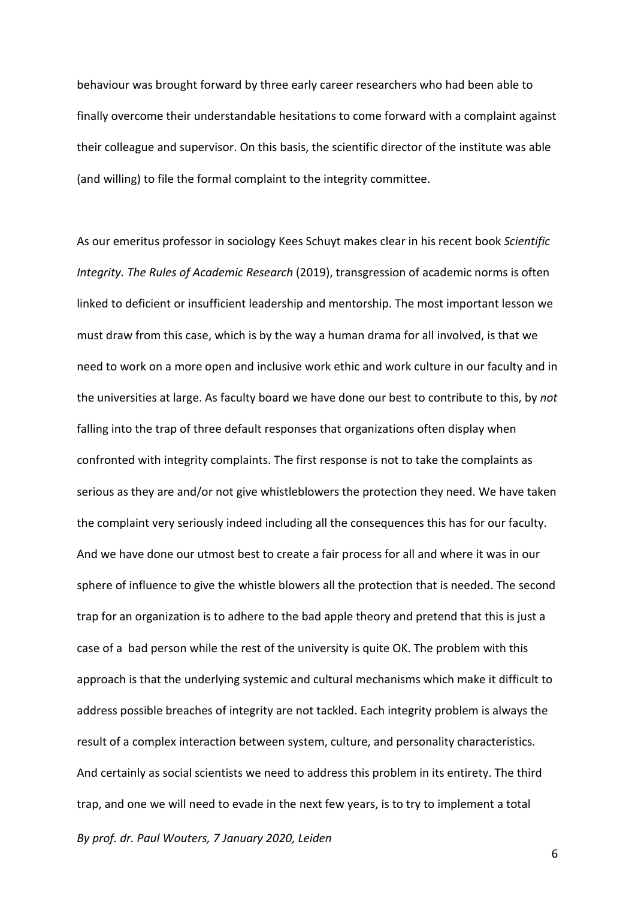behaviour was brought forward by three early career researchers who had been able to finally overcome their understandable hesitations to come forward with a complaint against their colleague and supervisor. On this basis, the scientific director of the institute was able (and willing) to file the formal complaint to the integrity committee.

As our emeritus professor in sociology Kees Schuyt makes clear in his recent book *Scientific Integrity. The Rules of Academic Research* (2019), transgression of academic norms is often linked to deficient or insufficient leadership and mentorship. The most important lesson we must draw from this case, which is by the way a human drama for all involved, is that we need to work on a more open and inclusive work ethic and work culture in our faculty and in the universities at large. As faculty board we have done our best to contribute to this, by *not* falling into the trap of three default responses that organizations often display when confronted with integrity complaints. The first response is not to take the complaints as serious as they are and/or not give whistleblowers the protection they need. We have taken the complaint very seriously indeed including all the consequences this has for our faculty. And we have done our utmost best to create a fair process for all and where it was in our sphere of influence to give the whistle blowers all the protection that is needed. The second trap for an organization is to adhere to the bad apple theory and pretend that this is just a case of a bad person while the rest of the university is quite OK. The problem with this approach is that the underlying systemic and cultural mechanisms which make it difficult to address possible breaches of integrity are not tackled. Each integrity problem is always the result of a complex interaction between system, culture, and personality characteristics. And certainly as social scientists we need to address this problem in its entirety. The third trap, and one we will need to evade in the next few years, is to try to implement a total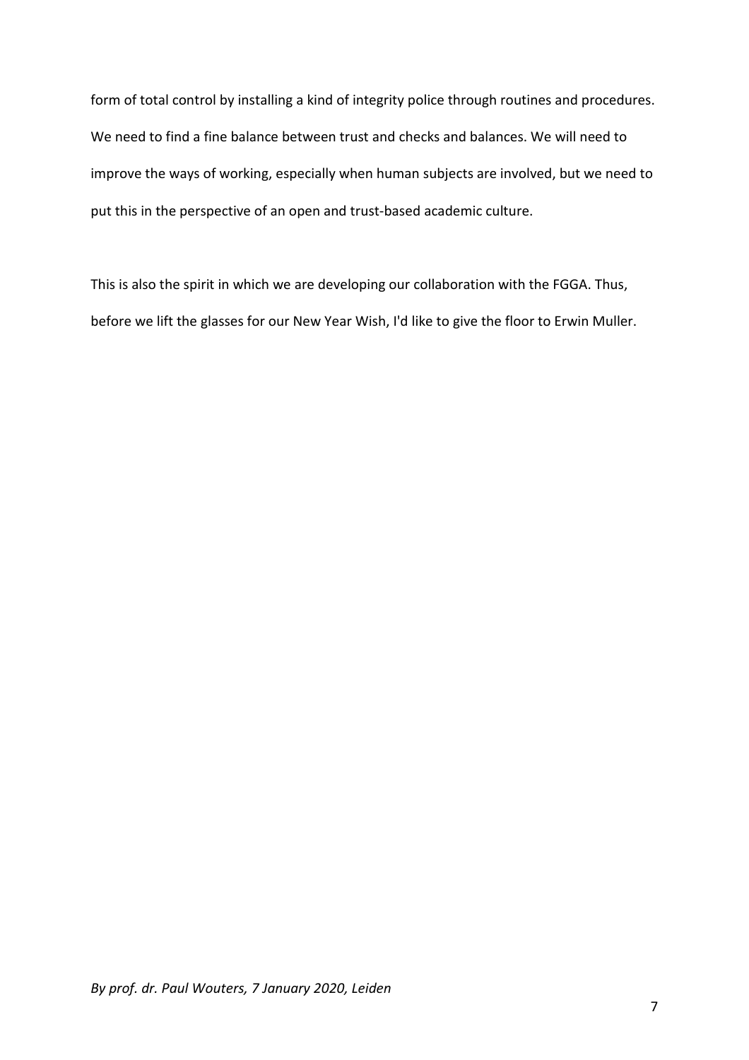form of total control by installing a kind of integrity police through routines and procedures. We need to find a fine balance between trust and checks and balances. We will need to improve the ways of working, especially when human subjects are involved, but we need to put this in the perspective of an open and trust-based academic culture.

This is also the spirit in which we are developing our collaboration with the FGGA. Thus, before we lift the glasses for our New Year Wish, I'd like to give the floor to Erwin Muller.

*By prof. dr. Paul Wouters, 7 January 2020, Leiden*